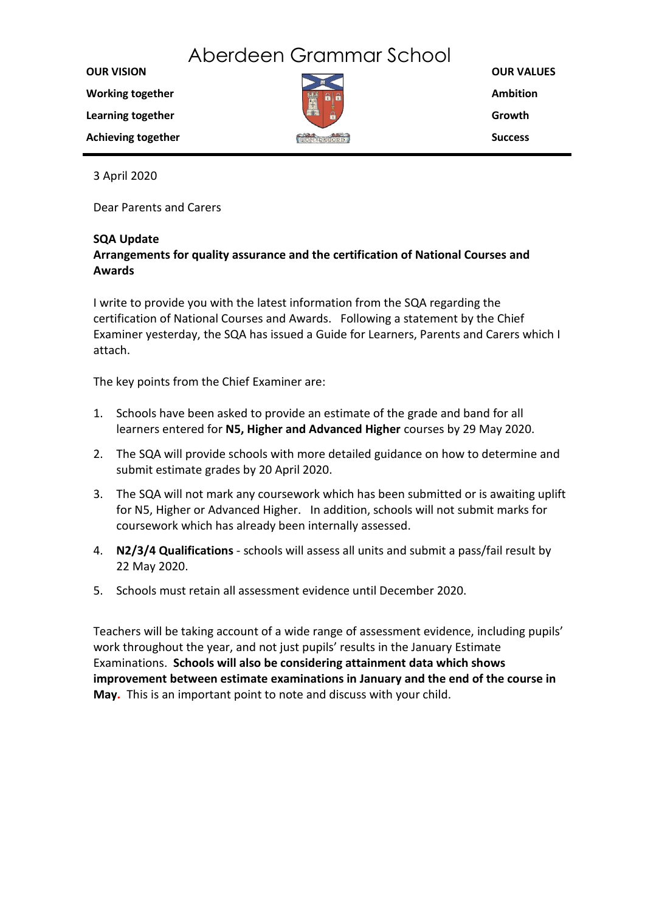# Aberdeen Grammar School

**OUR VISION**

**Working together**

**Learning together**

**Achieving together**

**OUR VALUES**

**Ambition**

**Growth**

**Success**

3 April 2020

Dear Parents and Carers

**SQA Update**
**Arrangements for quality assurance and the certification of National Courses and Awards**

I write to provide you with the latest information from the SQA regarding the certification of National Courses and Awards. Following a statement by the Chief Examiner yesterday, the SQA has issued a Guide for Learners, Parents and Carers which I attach.

The key points from the Chief Examiner are:

1. Schools have been asked to provide an estimate of the grade and band for all learners entered for **N5, Higher and Advanced Higher** courses by 29 May 2020.
2. The SQA will provide schools with more detailed guidance on how to determine and submit estimate grades by 20 April 2020.
3. The SQA will not mark any coursework which has been submitted or is awaiting uplift for N5, Higher or Advanced Higher. In addition, schools will not submit marks for coursework which has already been internally assessed.
4. **N2/3/4 Qualifications** - schools will assess all units and submit a pass/fail result by 22 May 2020.
5. Schools must retain all assessment evidence until December 2020.

Teachers will be taking account of a wide range of assessment evidence, including pupils' work throughout the year, and not just pupils' results in the January Estimate Examinations. **Schools will also be considering attainment data which shows improvement between estimate examinations in January and the end of the course in May.** This is an important point to note and discuss with your child.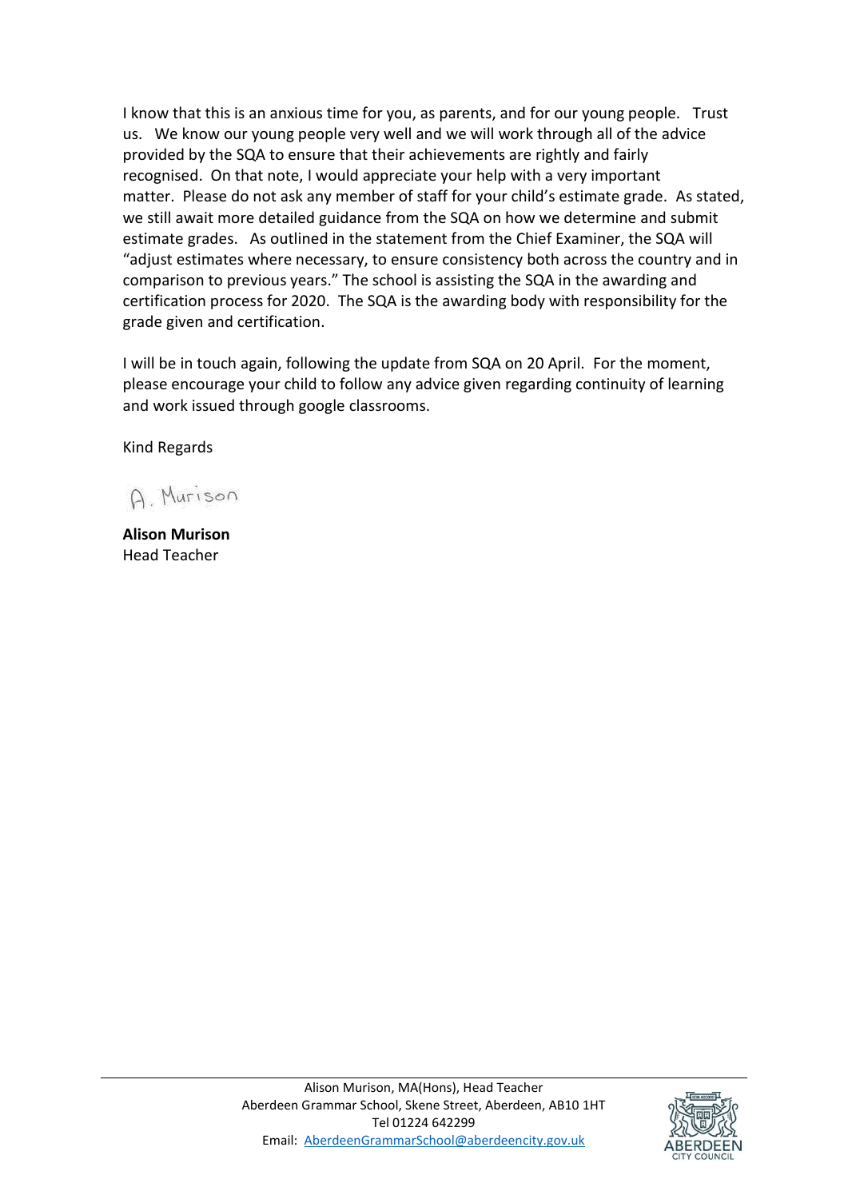I know that this is an anxious time for you, as parents, and for our young people. Trust us. We know our young people very well and we will work through all of the advice provided by the SQA to ensure that their achievements are rightly and fairly recognised. On that note, I would appreciate your help with a very important matter. Please do not ask any member of staff for your child's estimate grade. As stated, we still await more detailed guidance from the SQA on how we determine and submit estimate grades. As outlined in the statement from the Chief Examiner, the SQA will "adjust estimates where necessary, to ensure consistency both across the country and in comparison to previous years." The school is assisting the SQA in the awarding and certification process for 2020. The SQA is the awarding body with responsibility for the grade given and certification.

I will be in touch again, following the update from SQA on 20 April. For the moment, please encourage your child to follow any advice given regarding continuity of learning and work issued through google classrooms.

Kind Regards

A. Murison

**Alison Murison**
Head Teacher

Alison Murison, MA(Hons), Head Teacher
Aberdeen Grammar School, Skene Street, Aberdeen, AB10 1HT
Tel 01224 642299
Email: AberdeenGrammarSchool@aberdeencity.gov.uk

ABERDEEN CITY COUNCIL